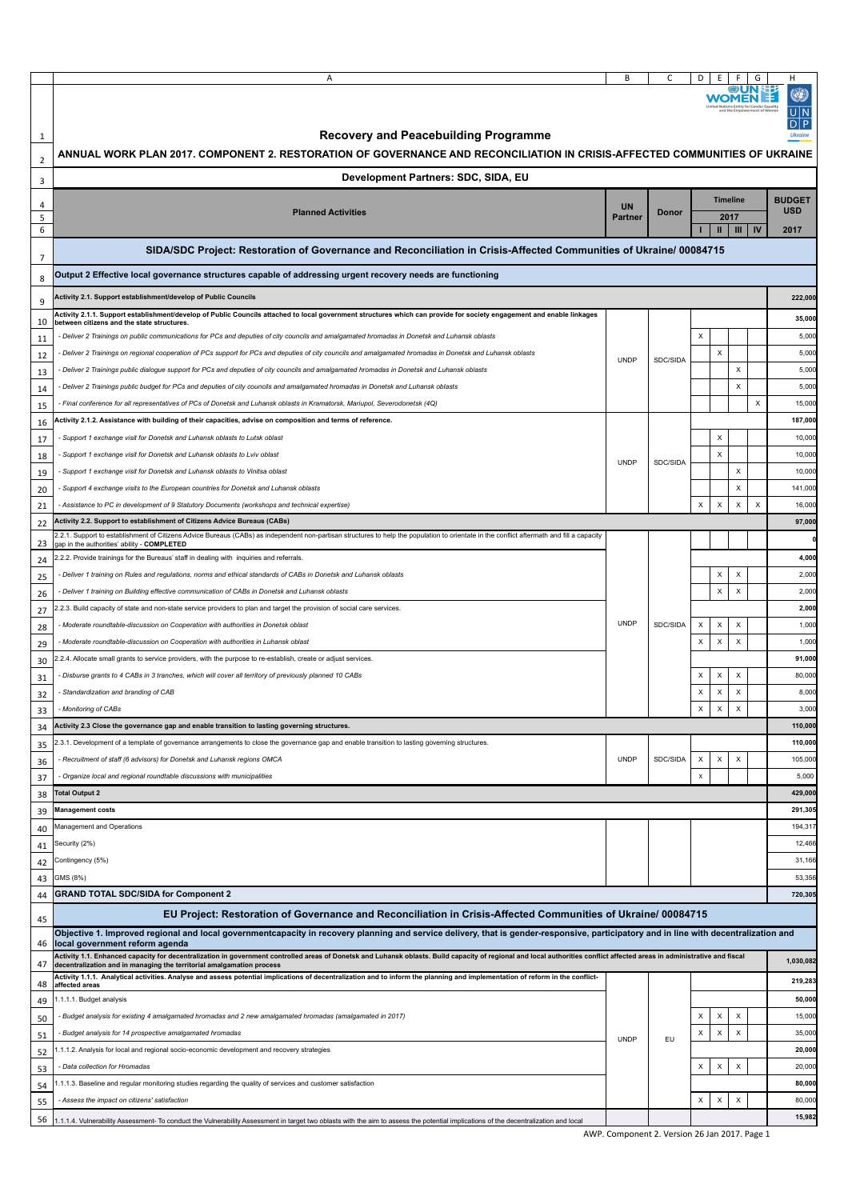# Recovery and Peacebuilding Programme

## ANNUAL WORK PLAN 2017. COMPONENT 2. RESTORATION OF GOVERNANCE AND RECONCILIATION IN CRISIS-AFFECTED COMMUNITIES OF UKRAINE

### Development Partners: SDC, SIDA, EU

| Planned Activities | UN Partner | Donor | Timeline 2017 I | II | III | IV | BUDGET USD 2017 |
|---|---|---|---|---|---|---|---|
| **SIDA/SDC Project: Restoration of Governance and Reconciliation in Crisis-Affected Communities of Ukraine/ 00084715** | | | | | | | |
| **Output 2 Effective local governance structures capable of addressing urgent recovery needs are functioning** | | | | | | | |
| **Activity 2.1. Support establishment/develop of Public Councils** | | | | | | | **222,000** |
| **Activity 2.1.1. Support establishment/develop of Public Councils attached to local government structures which can provide for society engagement and enable linkages between citizens and the state structures.** | | | | | | | **35,000** |
| *- Deliver 2 Trainings on public communications for PCs and deputies of city councils and amalgamated hromadas in Donetsk and Luhansk oblasts* | UNDP | SDC/SIDA | X | | | | 5,000 |
| *- Deliver 2 Trainings on regional cooperation of PCs support for PCs and deputies of city councils and amalgamated hromadas in Donetsk and Luhansk oblasts* | | | | X | | | 5,000 |
| *- Deliver 2 Trainings public dialogue support for PCs and deputies of city councils and amalgamated hromadas in Donetsk and Luhansk oblasts* | | | | | X | | 5,000 |
| *- Deliver 2 Trainings public budget for PCs and deputies of city councils and amalgamated hromadas in Donetsk and Luhansk oblasts* | | | | | X | | 5,000 |
| *- Final conference for all representatives of PCs of Donetsk and Luhansk oblasts in Kramatorsk, Mariupol, Severodonetsk (4Q)* | | | | | | X | 15,000 |
| **Activity 2.1.2. Assistance with building of their capacities, advise on composition and terms of reference.** | | | | | | | **187,000** |
| *- Support 1 exchange visit for Donetsk and Luhansk oblasts to Lutsk oblast* | UNDP | SDC/SIDA | | X | | | 10,000 |
| *- Support 1 exchange visit for Donetsk and Luhansk oblasts to Lviv oblast* | | | | X | | | 10,000 |
| *- Support 1 exchange visit for Donetsk and Luhansk oblasts to Vinitsa oblast* | | | | | X | | 10,000 |
| *- Support 4 exchange visits to the European countries for Donetsk and Luhansk oblasts* | | | | | X | | 141,000 |
| *- Assistance to PC in development of 9 Statutory Documents (workshops and technical expertise)* | | | X | X | X | X | 16,000 |
| **Activity 2.2. Support to establishment of Citizens Advice Bureaus (CABs)** | | | | | | | **97,000** |
| 2.2.1. Support to establishment of Citizens Advice Bureaus (CABs) as independent non-partisan structures to help the population to orientate in the conflict aftermath and fill a capacity gap in the authorities' ability - **COMPLETED** | UNDP | SDC/SIDA | | | | | **0** |
| 2.2.2. Provide trainings for the Bureaus' staff in dealing with inquiries and referrals. | | | | | | | **4,000** |
| *- Deliver 1 training on Rules and regulations, norms and ethical standards of CABs in Donetsk and Luhansk oblasts* | | | | X | X | | 2,000 |
| *- Deliver 1 training on Building effective communication of CABs in Donetsk and Luhansk oblasts* | | | | X | X | | 2,000 |
| 2.2.3. Build capacity of state and non-state service providers to plan and target the provision of social care services. | | | | | | | **2,000** |
| *- Moderate roundtable-discussion on Cooperation with authorities in Donetsk oblast* | | | X | X | X | | 1,000 |
| *- Moderate roundtable-discussion on Cooperation with authorities in Luhansk oblast* | | | X | X | X | | 1,000 |
| 2.2.4. Allocate small grants to service providers, with the purpose to re-establish, create or adjust services. | | | | | | | **91,000** |
| *- Disburse grants to 4 CABs in 3 tranches, which will cover all territory of previously planned 10 CABs* | | | X | X | X | | 80,000 |
| *- Standardization and branding of CAB* | | | X | X | X | | 8,000 |
| *- Monitoring of CABs* | | | X | X | X | | 3,000 |
| **Activity 2.3 Close the governance gap and enable transition to lasting governing structures.** | | | | | | | **110,000** |
| 2.3.1. Development of a template of governance arrangements to close the governance gap and enable transition to lasting governing structures. | UNDP | SDC/SIDA | | | | | **110,000** |
| *- Recruitment of staff (6 advisors) for Donetsk and Luhansk regions OMCA* | | | X | X | X | | 105,000 |
| *- Organize local and regional roundtable discussions with municipalities* | | | X | | | | 5,000 |
| **Total Output 2** | | | | | | | **429,000** |
| **Management costs** | | | | | | | **291,305** |
| Management and Operations | | | | | | | 194,317 |
| Security (2%) | | | | | | | 12,466 |
| Contingency (5%) | | | | | | | 31,166 |
| GMS (8%) | | | | | | | 53,356 |
| **GRAND TOTAL SDC/SIDA for Component 2** | | | | | | | **720,305** |
| **EU Project: Restoration of Governance and Reconciliation in Crisis-Affected Communities of Ukraine/ 00084715** | | | | | | | |
| **Objective 1. Improved regional and local governmentcapacity in recovery planning and service delivery, that is gender-responsive, participatory and in line with decentralization and local government reform agenda** | | | | | | | |
| **Activity 1.1. Enhanced capacity for decentralization in government controlled areas of Donetsk and Luhansk oblasts. Build capacity of regional and local authorities conflict affected areas in administrative and fiscal decentralization and in managing the territorial amalgamation process** | | | | | | | **1,030,082** |
| **Activity 1.1.1. Analytical activities. Analyse and assess potential implications of decentralization and to inform the planning and implementation of reform in the conflict-affected areas** | UNDP | EU | | | | | **219,283** |
| 1.1.1.1. Budget analysis | | | | | | | **50,000** |
| *- Budget analysis for existing 4 amalgamated hromadas and 2 new amalgamated hromadas (amalgamated in 2017)* | | | X | X | X | | 15,000 |
| *- Budget analysis for 14 prospective amalgamated hromadas* | | | X | X | X | | 35,000 |
| 1.1.1.2. Analysis for local and regional socio-economic development and recovery strategies | | | | | | | **20,000** |
| *- Data collection for Hromadas* | | | X | X | X | | 20,000 |
| 1.1.1.3. Baseline and regular monitoring studies regarding the quality of services and customer satisfaction | | | | | | | **80,000** |
| *- Assess the impact on citizens' satisfaction* | | | X | X | X | | 80,000 |
| 1.1.1.4. Vulnerability Assessment- To conduct the Vulnerability Assessment in target two oblasts with the aim to assess the potential implications of the decentralization and local | | | | | | | **15,982** |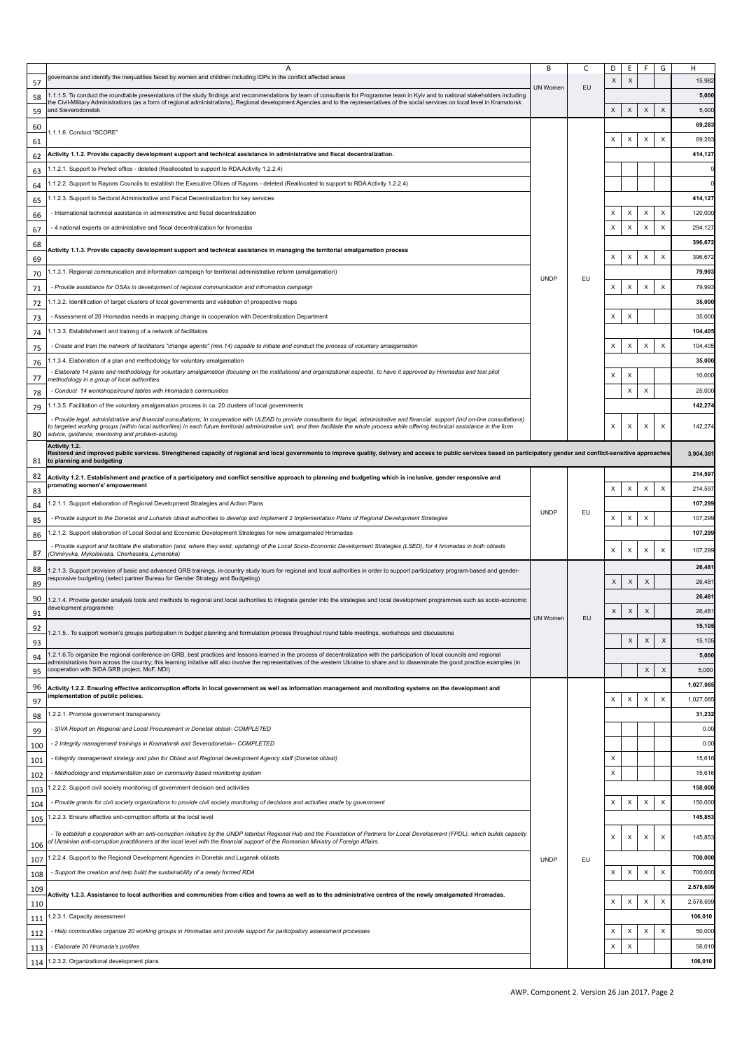| | A | B | C | D | E | F | G | H |
|---|---|---|---|---|---|---|---|---|
| 57 | governance and identify the inequalities faced by women and children including IDPs in the conflict affected areas | UN Women | EU | X | X | | | 15,982 |
| 58 | 1.1.1.5. To conduct the roundtable presentations of the study findings and recommendations by team of consultants for Programme team in Kyiv and to national stakeholders including the Civil-Military Administrations (as a form of regional administrations), Regional development Agencies and to the representatives of the social services on local level in Kramatorsk and Sieverodonetsk | | | | | | | **5,000** |
| 59 | | | | X | X | X | X | 5,000 |
| 60 | 1.1.1.6. Conduct "SCORE" | | | | | | | **69,283** |
| 61 | | | | X | X | X | X | 69,283 |
| 62 | **Activity 1.1.2. Provide capacity development support and technical assistance in administrative and fiscal decentralization.** | | | | | | | **414,127** |
| 63 | 1.1.2.1. Support to Prefect office - deleted (Reallocated to support to RDA Activity 1.2.2.4) | | | | | | | 0 |
| 64 | 1.1.2.2. Support to Rayons Councils to establish the Executive Ofices of Rayons - deleted (Reallocated to support to RDA Activity 1.2.2.4) | | | | | | | 0 |
| 65 | 1.1.2.3. Support to Sectoral Administrative and Fiscal Decentralization for key services | | | | | | | **414,127** |
| 66 | - International technical assistance in administrative and fiscal decentralization | | | X | X | X | X | 120,000 |
| 67 | - 4 national experts on administative and fiscal decentralization for hromadas | | | X | X | X | X | 294,127 |
| 68 | **Activity 1.1.3. Provide capacity development support and technical assistance in managing the territorial amalgamation process** | | | | | | | **396,672** |
| 69 | | | | X | X | X | X | 396,672 |
| 70 | 1.1.3.1. Regional communication and information campaign for territorial administrative reform (amalgamation) | UNDP | EU | | | | | **79,993** |
| 71 | *- Provide assistance for OSAs in development of regional communication and infromation campaign* | | | X | X | X | X | 79,993 |
| 72 | 1.1.3.2. Identification of target clusters of local governments and validation of prospective maps | | | | | | | **35,000** |
| 73 | - Assessment of 20 Hromadas needs in mapping change in cooperation with Decentralization Department | | | X | X | | | 35,000 |
| 74 | 1.1.3.3. Establishment and training of a network of facilitators | | | | | | | **104,405** |
| 75 | *- Create and train the network of facilitators "change agents" (min.14) capable to initiate and conduct the process of voluntary amalgamation* | | | X | X | X | X | 104,405 |
| 76 | 1.1.3.4. Elaboration of a plan and methodology for voluntary amalgamation | | | | | | | **35,000** |
| 77 | *- Elaborate 14 plans and methodology for voluntary amalgamation (focusing on the institutional and organizational aspects), to have it approved by Hromadas and test pilot methodology in a group of local authorities.* | | | X | X | | | 10,000 |
| 78 | *- Conduct 14 workshops/round tables with Hromada's communities* | | | | X | X | | 25,000 |
| 79 | 1.1.3.5. Facilitation of the voluntary amalgamation process in ca. 20 clusters of local governments | | | | | | | **142,274** |
| 80 | *- Provide legal, administrative and financial consultations; In cooperation with ULEAD to provide consultants for legal, administrative and financial support (incl on-line consultations) to targeted working groups (within local authorities) in each future territorial administrative unit, and then facilitate the whole process while offering technical assistance in the form advice, guidance, mentoring and problem-solving.* | | | X | X | X | X | 142,274 |
| 81 | **Activity 1.2. Restored and improved public services. Strengthened capacity of regional and local governments to improve quality, delivery and access to public services based on participatory gender and conflict-sensitive approaches to planning and budgeting** | | | | | | | **3,904,381** |
| 82 | **Activity 1.2.1. Establishment and practice of a participatory and conflict sensitive approach to planning and budgeting which is inclusive, gender responsive and promoting women's' empowerment** | | | | | | | **214,597** |
| 83 | | | | X | X | X | X | 214,597 |
| 84 | 1.2.1.1. Support elaboration of Regional Development Strategies and Action Plans | UNDP | EU | | | | | **107,299** |
| 85 | *- Provide support to the Donetsk and Luhansk oblast authorities to develop and implement 2 Implementation Plans of Regional Development Strategies* | | | X | X | X | | 107,299 |
| 86 | 1.2.1.2. Support elaboration of Local Social and Economic Development Strategies for new amalgamated Hromadas | | | | | | | **107,299** |
| 87 | *- Provide support and facilitate the elaboration (and, where they exist, updating) of the Local Socio-Economic Development Strategies (LSED), for 4 hromadas in both oblasts (Chmiryvka, Mykolaivska, Cherkasska, Lymanska)* | | | X | X | X | X | 107,299 |
| 88 | 1.2.1.3. Support provision of basic and advanced GRB trainings, in-country study tours for regional and local authorities in order to support participatory program-based and gender-responsive budgeting (select partner Bureau for Gender Strategy and Budgeting) | UN Women | EU | | | | | **26,481** |
| 89 | | | | X | X | X | | 26,481 |
| 90 | 1.2.1.4. Provide gender analysis tools and methods to regional and local authorities to integrate gender into the strategies and local development programmes such as socio-economic development programme | | | | | | | **26,481** |
| 91 | | | | X | X | X | | 26,481 |
| 92 | 1.2.1.5.. To support women's groups participation in budget planning and formulation process throughout round table meetings, workshops and discussions | | | | | | | **15,105** |
| 93 | | | | | X | X | X | 15,105 |
| 94 | 1.2.1.6.To organize the regional conference on GRB, best practices and lessons learned in the process of decentralization with the participation of local councils and regional administrations from across the country; this learning initative will also involve the representatives of the western Ukraine to share and to disseminate the good practice examples (in cooperation with SIDA GRB project, MoF, NDI) | | | | | | | **5,000** |
| 95 | | | | | | X | X | 5,000 |
| 96 | **Activity 1.2.2. Ensuring effective anticorruption efforts in local government as well as information management and monitoring systems on the development and implementation of public policies.** | UNDP | EU | | | | | **1,027,085** |
| 97 | | | | X | X | X | X | 1,027,085 |
| 98 | 1.2.2.1. Promote government transparency | | | | | | | **31,232** |
| 99 | *- SIVA Report on Regional and Local Procurement in Donetsk oblast- COMPLETED* | | | | | | | 0.00 |
| 100 | *- 2 Integrity management trainings in Kramatorsk and Severodonetsk-- COMPLETED* | | | | | | | 0.00 |
| 101 | *- Integrity management strategy and plan for Oblast and Regional development Agency staff (Donetsk oblast)* | | | X | | | | 15,616 |
| 102 | *- Methodology and implementation plan on community based monitoring system* | | | X | | | | 15,616 |
| 103 | 1.2.2.2. Support civil society monitoring of government decision and activities | | | | | | | **150,000** |
| 104 | *- Provide grants for civil society organizations to provide civil society monitoring of decisions and activities made by government* | | | X | X | X | X | 150,000 |
| 105 | 1.2.2.3. Ensure effective anti-corruption efforts at the local level | | | | | | | **145,853** |
| 106 | *- To establish a cooperation with an anti-corruption initiative by the UNDP Istanbul Regional Hub and the Foundation of Partners for Local Development (FPDL), which builds capacity of Ukrainian anti-corruption practitioners at the local level with the financial support of the Romanian Ministry of Foreign Affairs.* | | | X | X | X | X | 145,853 |
| 107 | 1.2.2.4. Support to the Regional Development Agencies in Donetsk and Lugansk oblasts | | | | | | | **700,000** |
| 108 | *- Support the creation and help build the sustainability of a newly formed RDA* | | | X | X | X | X | 700,000 |
| 109 | **Activity 1.2.3. Assistance to local authorities and communities from cities and towns as well as to the administrative centres of the newly amalgamated Hromadas.** | | | | | | | **2,578,699** |
| 110 | | | | X | X | X | X | 2,578,699 |
| 111 | 1.2.3.1. Capacity assessment | | | | | | | **106,010** |
| 112 | *- Help communities organize 20 working groups in Hromadas and provide support for participatory assessment processes* | | | X | X | X | X | 50,000 |
| 113 | *- Elaborate 20 Hromada's profiles* | | | X | X | | | 56,010 |
| 114 | 1.2.3.2. Organizational development plans | | | | | | | **106,010** |

AWP. Component 2. Version 26 Jan 2017.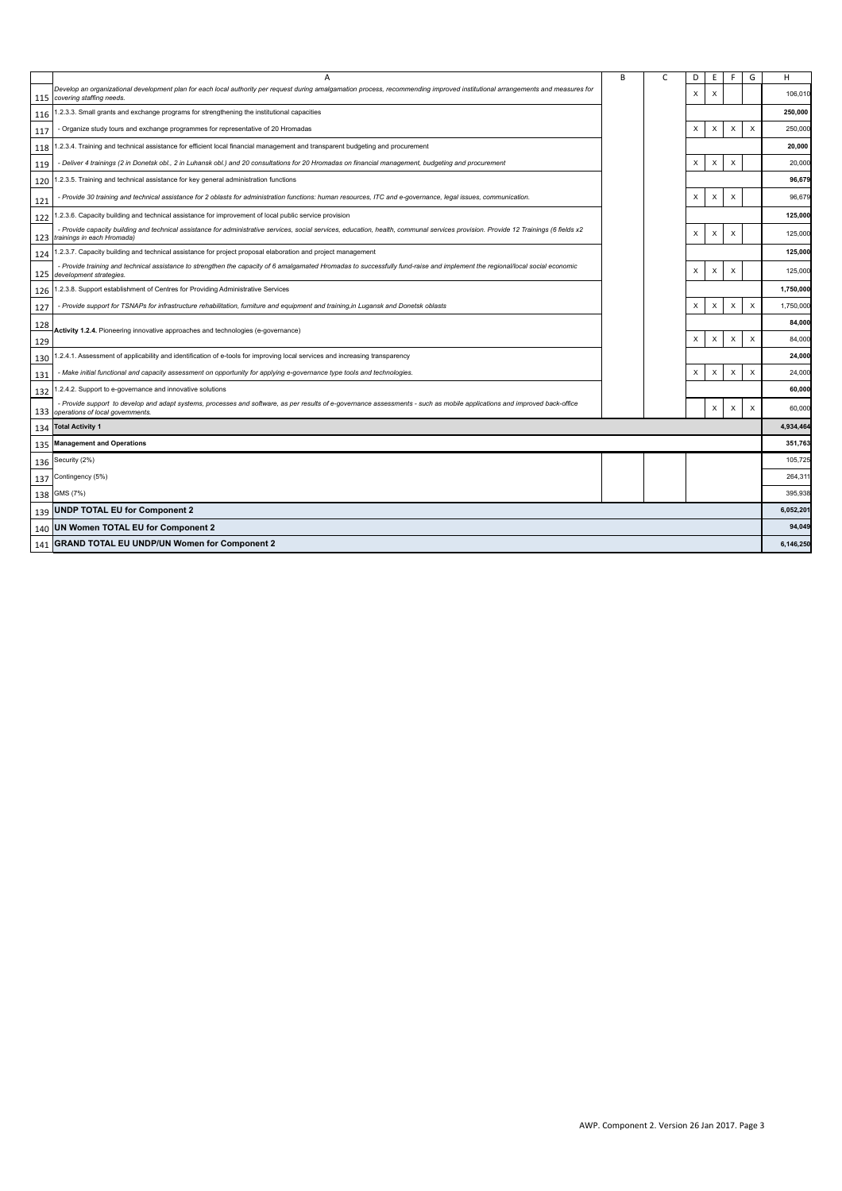| | A | B | C | D | E | F | G | H |
|---|---|---|---|---|---|---|---|---|
| 115 | *Develop an organizational development plan for each local authority per request during amalgamation process, recommending improved institutional arrangements and measures for covering staffing needs.* | | | X | X | | | 106,010 |
| 116 | 1.2.3.3. Small grants and exchange programs for strengthening the institutional capacities | | | | | | | **250,000** |
| 117 | - Organize study tours and exchange programmes for representative of 20 Hromadas | | | X | X | X | X | 250,000 |
| 118 | 1.2.3.4. Training and technical assistance for efficient local financial management and transparent budgeting and procurement | | | | | | | **20,000** |
| 119 | *- Deliver 4 trainings (2 in Donetsk obl., 2 in Luhansk obl.) and 20 consultations for 20 Hromadas on financial management, budgeting and procurement* | | | X | X | X | | 20,000 |
| 120 | 1.2.3.5. Training and technical assistance for key general administration functions | | | | | | | **96,679** |
| 121 | *- Provide 30 training and technical assistance for 2 oblasts for administration functions: human resources, ITC and e-governance, legal issues, communication.* | | | X | X | X | | 96,679 |
| 122 | 1.2.3.6. Capacity building and technical assistance for improvement of local public service provision | | | | | | | **125,000** |
| 123 | *- Provide capacity building and technical assistance for administrative services, social services, education, health, communal services provision. Provide 12 Trainings (6 fields x2 trainings in each Hromada)* | | | X | X | X | | 125,000 |
| 124 | 1.2.3.7. Capacity building and technical assistance for project proposal elaboration and project management | | | | | | | **125,000** |
| 125 | *- Provide training and technical assistance to strengthen the capacity of 6 amalgamated Hromadas to successfully fund-raise and implement the regional/local social economic development strategies.* | | | X | X | X | | 125,000 |
| 126 | 1.2.3.8. Support establishment of Centres for Providing Administrative Services | | | | | | | **1,750,000** |
| 127 | *- Provide support for TSNAPs for infrastructure rehabilitation, furniture and equipment and training,in Lugansk and Donetsk oblasts* | | | X | X | X | X | 1,750,000 |
| 128 | **Activity 1.2.4.** Pioneering innovative approaches and technologies (e-governance) | | | | | | | **84,000** |
| 129 | | | | X | X | X | X | 84,000 |
| 130 | 1.2.4.1. Assessment of applicability and identification of e-tools for improving local services and increasing transparency | | | | | | | **24,000** |
| 131 | *- Make initial functional and capacity assessment on opportunity for applying e-governance type tools and technologies.* | | | X | X | X | X | 24,000 |
| 132 | 1.2.4.2. Support to e-governance and innovative solutions | | | | | | | **60,000** |
| 133 | *- Provide support to develop and adapt systems, processes and software, as per results of e-governance assessments - such as mobile applications and improved back-office operations of local governments.* | | | | X | X | X | 60,000 |
| 134 | **Total Activity 1** | | | | | | | **4,934,464** |
| 135 | **Management and Operations** | | | | | | | **351,763** |
| 136 | Security (2%) | | | | | | | 105,725 |
| 137 | Contingency (5%) | | | | | | | 264,311 |
| 138 | GMS (7%) | | | | | | | 395,938 |
| 139 | **UNDP TOTAL EU for Component 2** | | | | | | | **6,052,201** |
| 140 | **UN Women TOTAL EU for Component 2** | | | | | | | **94,049** |
| 141 | **GRAND TOTAL EU UNDP/UN Women for Component 2** | | | | | | | **6,146,250** |

AWP. Component 2. Version 26 Jan 2017.